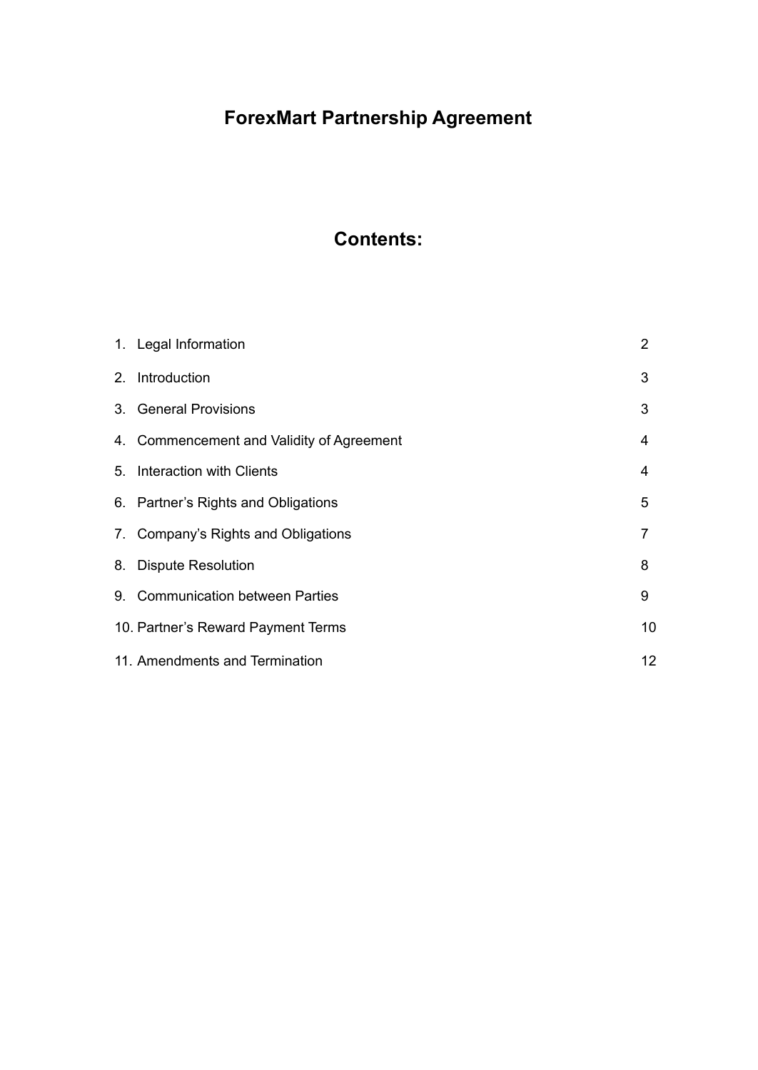# ForexMart Partnership Agreement

## Contents:

| | |
|---|---|
| 1. Legal Information | 2 |
| 2. Introduction | 3 |
| 3. General Provisions | 3 |
| 4. Commencement and Validity of Agreement | 4 |
| 5. Interaction with Clients | 4 |
| 6. Partner's Rights and Obligations | 5 |
| 7. Company's Rights and Obligations | 7 |
| 8. Dispute Resolution | 8 |
| 9. Communication between Parties | 9 |
| 10. Partner's Reward Payment Terms | 10 |
| 11. Amendments and Termination | 12 |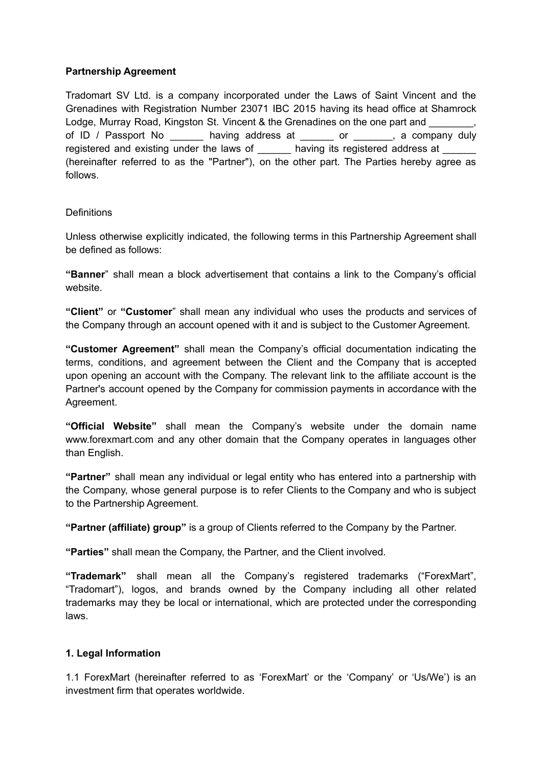**Partnership Agreement**

Tradomart SV Ltd. is a company incorporated under the Laws of Saint Vincent and the Grenadines with Registration Number 23071 IBC 2015 having its head office at Shamrock Lodge, Murray Road, Kingston St. Vincent & the Grenadines on the one part and ________, of ID / Passport No ______ having address at ______ or _______, a company duly registered and existing under the laws of ______ having its registered address at ______ (hereinafter referred to as the "Partner"), on the other part. The Parties hereby agree as follows.

Definitions

Unless otherwise explicitly indicated, the following terms in this Partnership Agreement shall be defined as follows:

**"Banner**" shall mean a block advertisement that contains a link to the Company's official website.

**"Client"** or **"Customer**" shall mean any individual who uses the products and services of the Company through an account opened with it and is subject to the Customer Agreement.

**"Customer Agreement"** shall mean the Company's official documentation indicating the terms, conditions, and agreement between the Client and the Company that is accepted upon opening an account with the Company. The relevant link to the affiliate account is the Partner's account opened by the Company for commission payments in accordance with the Agreement.

**"Official Website"** shall mean the Company's website under the domain name www.forexmart.com and any other domain that the Company operates in languages other than English.

**"Partner"** shall mean any individual or legal entity who has entered into a partnership with the Company, whose general purpose is to refer Clients to the Company and who is subject to the Partnership Agreement.

**"Partner (affiliate) group"** is a group of Clients referred to the Company by the Partner.

**"Parties"** shall mean the Company, the Partner, and the Client involved.

**"Trademark"** shall mean all the Company's registered trademarks ("ForexMart", "Tradomart"), logos, and brands owned by the Company including all other related trademarks may they be local or international, which are protected under the corresponding laws.

## 1. Legal Information

1.1 ForexMart (hereinafter referred to as 'ForexMart' or the 'Company' or 'Us/We') is an investment firm that operates worldwide.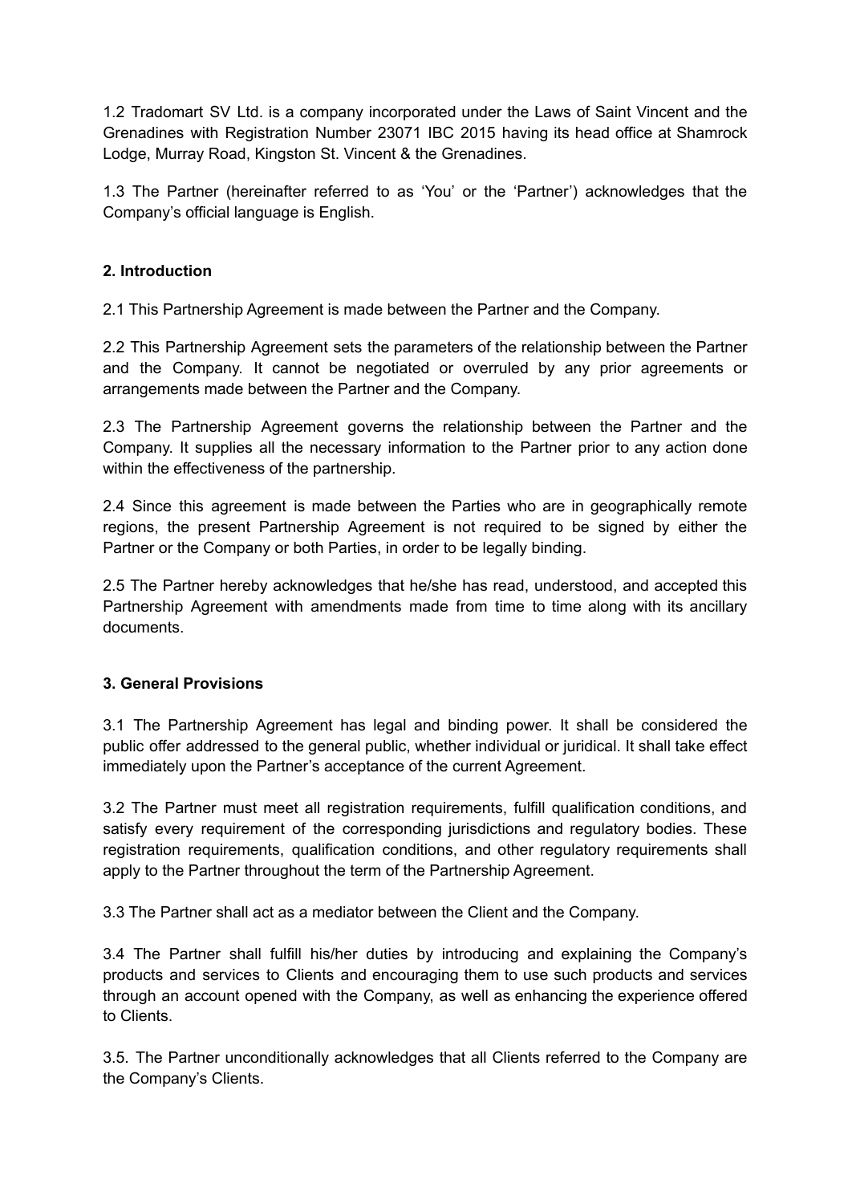1.2 Tradomart SV Ltd. is a company incorporated under the Laws of Saint Vincent and the Grenadines with Registration Number 23071 IBC 2015 having its head office at Shamrock Lodge, Murray Road, Kingston St. Vincent & the Grenadines.

1.3 The Partner (hereinafter referred to as 'You' or the 'Partner') acknowledges that the Company's official language is English.

## 2. Introduction

2.1 This Partnership Agreement is made between the Partner and the Company.

2.2 This Partnership Agreement sets the parameters of the relationship between the Partner and the Company. It cannot be negotiated or overruled by any prior agreements or arrangements made between the Partner and the Company.

2.3 The Partnership Agreement governs the relationship between the Partner and the Company. It supplies all the necessary information to the Partner prior to any action done within the effectiveness of the partnership.

2.4 Since this agreement is made between the Parties who are in geographically remote regions, the present Partnership Agreement is not required to be signed by either the Partner or the Company or both Parties, in order to be legally binding.

2.5 The Partner hereby acknowledges that he/she has read, understood, and accepted this Partnership Agreement with amendments made from time to time along with its ancillary documents.

## 3. General Provisions

3.1 The Partnership Agreement has legal and binding power. It shall be considered the public offer addressed to the general public, whether individual or juridical. It shall take effect immediately upon the Partner's acceptance of the current Agreement.

3.2 The Partner must meet all registration requirements, fulfill qualification conditions, and satisfy every requirement of the corresponding jurisdictions and regulatory bodies. These registration requirements, qualification conditions, and other regulatory requirements shall apply to the Partner throughout the term of the Partnership Agreement.

3.3 The Partner shall act as a mediator between the Client and the Company.

3.4 The Partner shall fulfill his/her duties by introducing and explaining the Company's products and services to Clients and encouraging them to use such products and services through an account opened with the Company, as well as enhancing the experience offered to Clients.

3.5. The Partner unconditionally acknowledges that all Clients referred to the Company are the Company's Clients.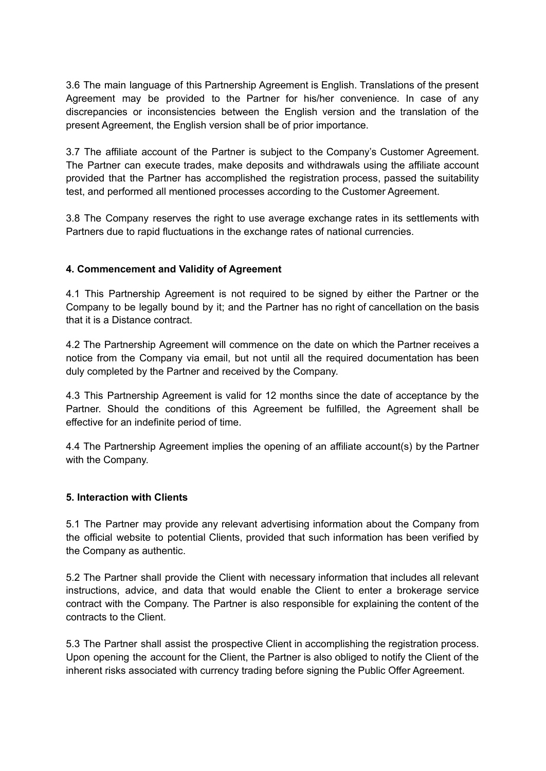3.6 The main language of this Partnership Agreement is English. Translations of the present Agreement may be provided to the Partner for his/her convenience. In case of any discrepancies or inconsistencies between the English version and the translation of the present Agreement, the English version shall be of prior importance.

3.7 The affiliate account of the Partner is subject to the Company's Customer Agreement. The Partner can execute trades, make deposits and withdrawals using the affiliate account provided that the Partner has accomplished the registration process, passed the suitability test, and performed all mentioned processes according to the Customer Agreement.

3.8 The Company reserves the right to use average exchange rates in its settlements with Partners due to rapid fluctuations in the exchange rates of national currencies.

**4. Commencement and Validity of Agreement**

4.1 This Partnership Agreement is not required to be signed by either the Partner or the Company to be legally bound by it; and the Partner has no right of cancellation on the basis that it is a Distance contract.

4.2 The Partnership Agreement will commence on the date on which the Partner receives a notice from the Company via email, but not until all the required documentation has been duly completed by the Partner and received by the Company.

4.3 This Partnership Agreement is valid for 12 months since the date of acceptance by the Partner. Should the conditions of this Agreement be fulfilled, the Agreement shall be effective for an indefinite period of time.

4.4 The Partnership Agreement implies the opening of an affiliate account(s) by the Partner with the Company.

**5. Interaction with Clients**

5.1 The Partner may provide any relevant advertising information about the Company from the official website to potential Clients, provided that such information has been verified by the Company as authentic.

5.2 The Partner shall provide the Client with necessary information that includes all relevant instructions, advice, and data that would enable the Client to enter a brokerage service contract with the Company. The Partner is also responsible for explaining the content of the contracts to the Client.

5.3 The Partner shall assist the prospective Client in accomplishing the registration process. Upon opening the account for the Client, the Partner is also obliged to notify the Client of the inherent risks associated with currency trading before signing the Public Offer Agreement.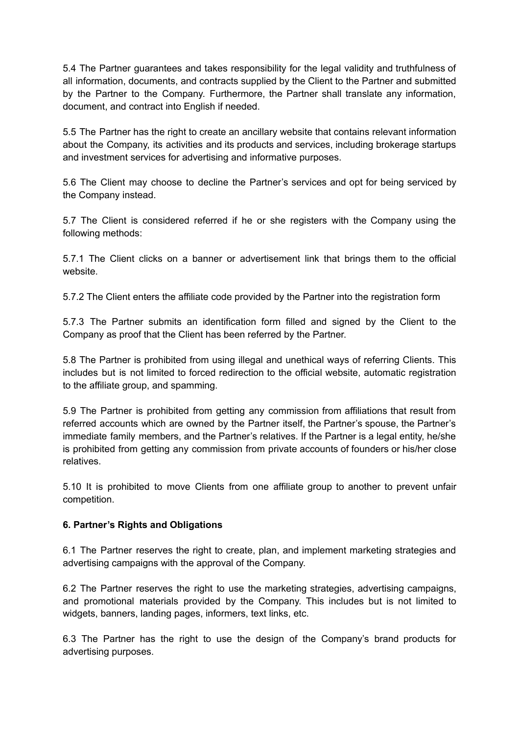5.4 The Partner guarantees and takes responsibility for the legal validity and truthfulness of all information, documents, and contracts supplied by the Client to the Partner and submitted by the Partner to the Company. Furthermore, the Partner shall translate any information, document, and contract into English if needed.

5.5 The Partner has the right to create an ancillary website that contains relevant information about the Company, its activities and its products and services, including brokerage startups and investment services for advertising and informative purposes.

5.6 The Client may choose to decline the Partner's services and opt for being serviced by the Company instead.

5.7 The Client is considered referred if he or she registers with the Company using the following methods:

5.7.1 The Client clicks on a banner or advertisement link that brings them to the official website.

5.7.2 The Client enters the affiliate code provided by the Partner into the registration form

5.7.3 The Partner submits an identification form filled and signed by the Client to the Company as proof that the Client has been referred by the Partner.

5.8 The Partner is prohibited from using illegal and unethical ways of referring Clients. This includes but is not limited to forced redirection to the official website, automatic registration to the affiliate group, and spamming.

5.9 The Partner is prohibited from getting any commission from affiliations that result from referred accounts which are owned by the Partner itself, the Partner's spouse, the Partner's immediate family members, and the Partner's relatives. If the Partner is a legal entity, he/she is prohibited from getting any commission from private accounts of founders or his/her close relatives.

5.10 It is prohibited to move Clients from one affiliate group to another to prevent unfair competition.

**6. Partner's Rights and Obligations**

6.1 The Partner reserves the right to create, plan, and implement marketing strategies and advertising campaigns with the approval of the Company.

6.2 The Partner reserves the right to use the marketing strategies, advertising campaigns, and promotional materials provided by the Company. This includes but is not limited to widgets, banners, landing pages, informers, text links, etc.

6.3 The Partner has the right to use the design of the Company's brand products for advertising purposes.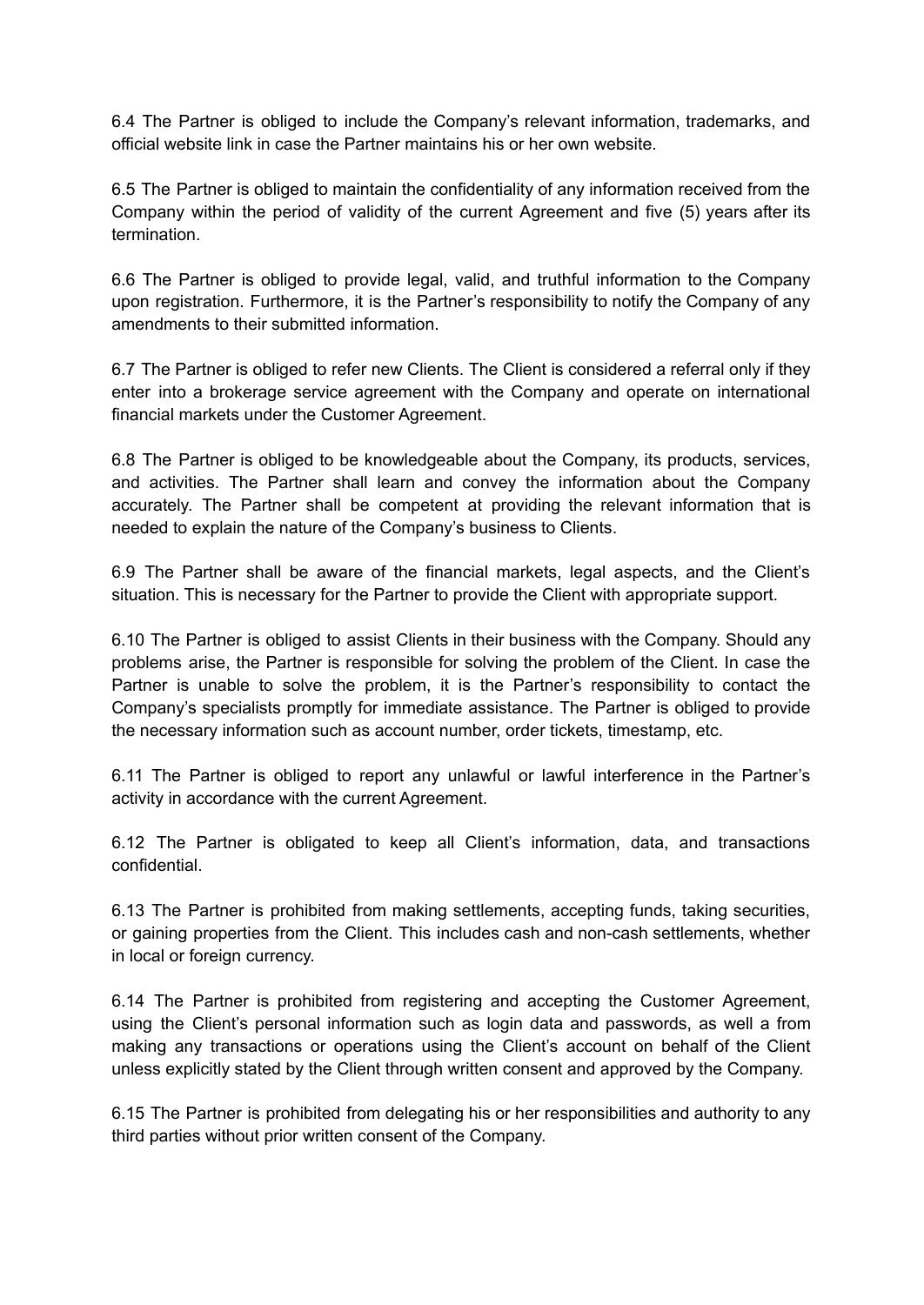6.4 The Partner is obliged to include the Company's relevant information, trademarks, and official website link in case the Partner maintains his or her own website.

6.5 The Partner is obliged to maintain the confidentiality of any information received from the Company within the period of validity of the current Agreement and five (5) years after its termination.

6.6 The Partner is obliged to provide legal, valid, and truthful information to the Company upon registration. Furthermore, it is the Partner's responsibility to notify the Company of any amendments to their submitted information.

6.7 The Partner is obliged to refer new Clients. The Client is considered a referral only if they enter into a brokerage service agreement with the Company and operate on international financial markets under the Customer Agreement.

6.8 The Partner is obliged to be knowledgeable about the Company, its products, services, and activities. The Partner shall learn and convey the information about the Company accurately. The Partner shall be competent at providing the relevant information that is needed to explain the nature of the Company's business to Clients.

6.9 The Partner shall be aware of the financial markets, legal aspects, and the Client's situation. This is necessary for the Partner to provide the Client with appropriate support.

6.10 The Partner is obliged to assist Clients in their business with the Company. Should any problems arise, the Partner is responsible for solving the problem of the Client. In case the Partner is unable to solve the problem, it is the Partner's responsibility to contact the Company's specialists promptly for immediate assistance. The Partner is obliged to provide the necessary information such as account number, order tickets, timestamp, etc.

6.11 The Partner is obliged to report any unlawful or lawful interference in the Partner's activity in accordance with the current Agreement.

6.12 The Partner is obligated to keep all Client's information, data, and transactions confidential.

6.13 The Partner is prohibited from making settlements, accepting funds, taking securities, or gaining properties from the Client. This includes cash and non-cash settlements, whether in local or foreign currency.

6.14 The Partner is prohibited from registering and accepting the Customer Agreement, using the Client's personal information such as login data and passwords, as well a from making any transactions or operations using the Client's account on behalf of the Client unless explicitly stated by the Client through written consent and approved by the Company.

6.15 The Partner is prohibited from delegating his or her responsibilities and authority to any third parties without prior written consent of the Company.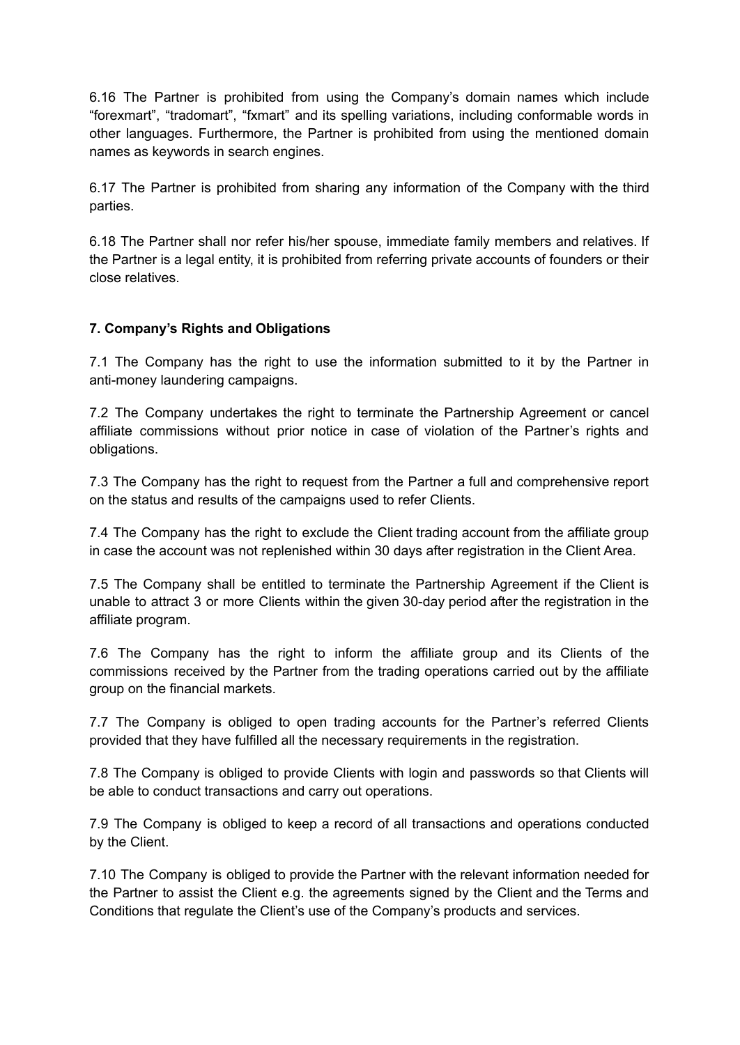6.16 The Partner is prohibited from using the Company's domain names which include "forexmart", "tradomart", "fxmart" and its spelling variations, including conformable words in other languages. Furthermore, the Partner is prohibited from using the mentioned domain names as keywords in search engines.

6.17 The Partner is prohibited from sharing any information of the Company with the third parties.

6.18 The Partner shall nor refer his/her spouse, immediate family members and relatives. If the Partner is a legal entity, it is prohibited from referring private accounts of founders or their close relatives.

## 7. Company's Rights and Obligations

7.1 The Company has the right to use the information submitted to it by the Partner in anti-money laundering campaigns.

7.2 The Company undertakes the right to terminate the Partnership Agreement or cancel affiliate commissions without prior notice in case of violation of the Partner's rights and obligations.

7.3 The Company has the right to request from the Partner a full and comprehensive report on the status and results of the campaigns used to refer Clients.

7.4 The Company has the right to exclude the Client trading account from the affiliate group in case the account was not replenished within 30 days after registration in the Client Area.

7.5 The Company shall be entitled to terminate the Partnership Agreement if the Client is unable to attract 3 or more Clients within the given 30-day period after the registration in the affiliate program.

7.6 The Company has the right to inform the affiliate group and its Clients of the commissions received by the Partner from the trading operations carried out by the affiliate group on the financial markets.

7.7 The Company is obliged to open trading accounts for the Partner's referred Clients provided that they have fulfilled all the necessary requirements in the registration.

7.8 The Company is obliged to provide Clients with login and passwords so that Clients will be able to conduct transactions and carry out operations.

7.9 The Company is obliged to keep a record of all transactions and operations conducted by the Client.

7.10 The Company is obliged to provide the Partner with the relevant information needed for the Partner to assist the Client e.g. the agreements signed by the Client and the Terms and Conditions that regulate the Client's use of the Company's products and services.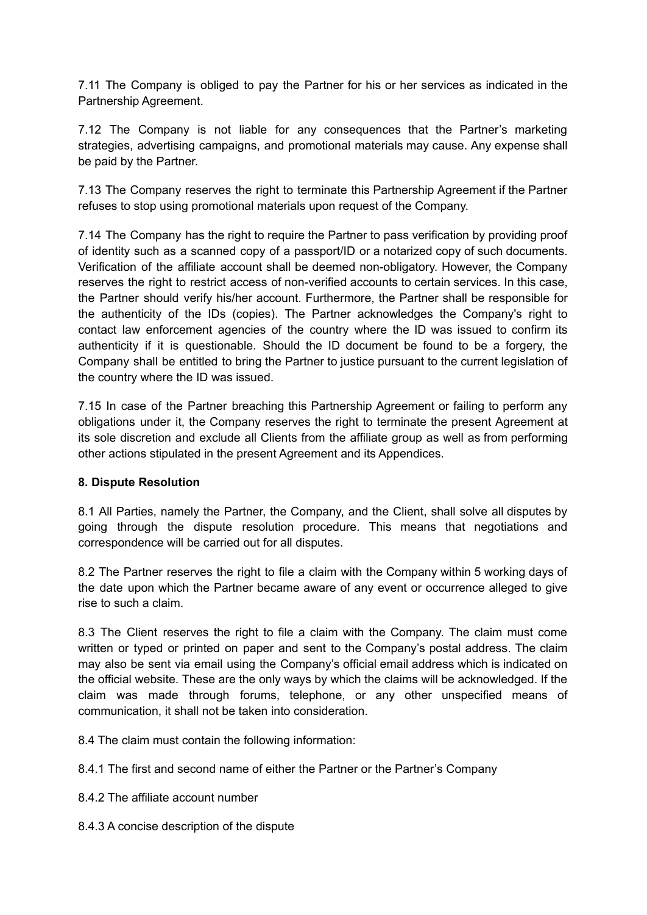7.11 The Company is obliged to pay the Partner for his or her services as indicated in the Partnership Agreement.

7.12 The Company is not liable for any consequences that the Partner's marketing strategies, advertising campaigns, and promotional materials may cause. Any expense shall be paid by the Partner.

7.13 The Company reserves the right to terminate this Partnership Agreement if the Partner refuses to stop using promotional materials upon request of the Company.

7.14 The Company has the right to require the Partner to pass verification by providing proof of identity such as a scanned copy of a passport/ID or a notarized copy of such documents. Verification of the affiliate account shall be deemed non-obligatory. However, the Company reserves the right to restrict access of non-verified accounts to certain services. In this case, the Partner should verify his/her account. Furthermore, the Partner shall be responsible for the authenticity of the IDs (copies). The Partner acknowledges the Company's right to contact law enforcement agencies of the country where the ID was issued to confirm its authenticity if it is questionable. Should the ID document be found to be a forgery, the Company shall be entitled to bring the Partner to justice pursuant to the current legislation of the country where the ID was issued.

7.15 In case of the Partner breaching this Partnership Agreement or failing to perform any obligations under it, the Company reserves the right to terminate the present Agreement at its sole discretion and exclude all Clients from the affiliate group as well as from performing other actions stipulated in the present Agreement and its Appendices.

**8. Dispute Resolution**

8.1 All Parties, namely the Partner, the Company, and the Client, shall solve all disputes by going through the dispute resolution procedure. This means that negotiations and correspondence will be carried out for all disputes.

8.2 The Partner reserves the right to file a claim with the Company within 5 working days of the date upon which the Partner became aware of any event or occurrence alleged to give rise to such a claim.

8.3 The Client reserves the right to file a claim with the Company. The claim must come written or typed or printed on paper and sent to the Company's postal address. The claim may also be sent via email using the Company's official email address which is indicated on the official website. These are the only ways by which the claims will be acknowledged. If the claim was made through forums, telephone, or any other unspecified means of communication, it shall not be taken into consideration.

8.4 The claim must contain the following information:

8.4.1 The first and second name of either the Partner or the Partner's Company

8.4.2 The affiliate account number

8.4.3 A concise description of the dispute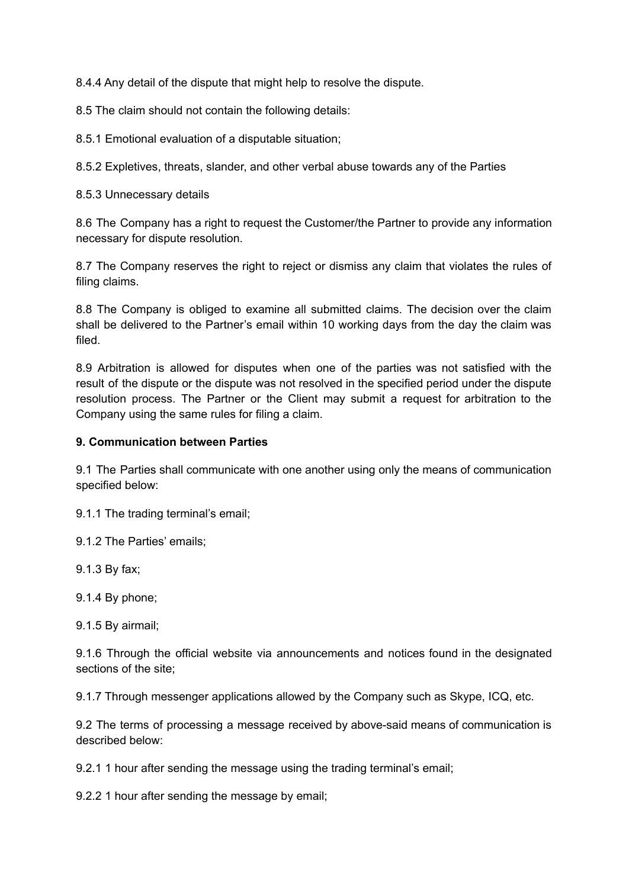8.4.4 Any detail of the dispute that might help to resolve the dispute.

8.5 The claim should not contain the following details:

8.5.1 Emotional evaluation of a disputable situation;

8.5.2 Expletives, threats, slander, and other verbal abuse towards any of the Parties

8.5.3 Unnecessary details

8.6 The Company has a right to request the Customer/the Partner to provide any information necessary for dispute resolution.

8.7 The Company reserves the right to reject or dismiss any claim that violates the rules of filing claims.

8.8 The Company is obliged to examine all submitted claims. The decision over the claim shall be delivered to the Partner's email within 10 working days from the day the claim was filed.

8.9 Arbitration is allowed for disputes when one of the parties was not satisfied with the result of the dispute or the dispute was not resolved in the specified period under the dispute resolution process. The Partner or the Client may submit a request for arbitration to the Company using the same rules for filing a claim.

**9. Communication between Parties**

9.1 The Parties shall communicate with one another using only the means of communication specified below:

9.1.1 The trading terminal's email;

9.1.2 The Parties' emails;

9.1.3 By fax;

9.1.4 By phone;

9.1.5 By airmail;

9.1.6 Through the official website via announcements and notices found in the designated sections of the site;

9.1.7 Through messenger applications allowed by the Company such as Skype, ICQ, etc.

9.2 The terms of processing a message received by above-said means of communication is described below:

9.2.1 1 hour after sending the message using the trading terminal's email;

9.2.2 1 hour after sending the message by email;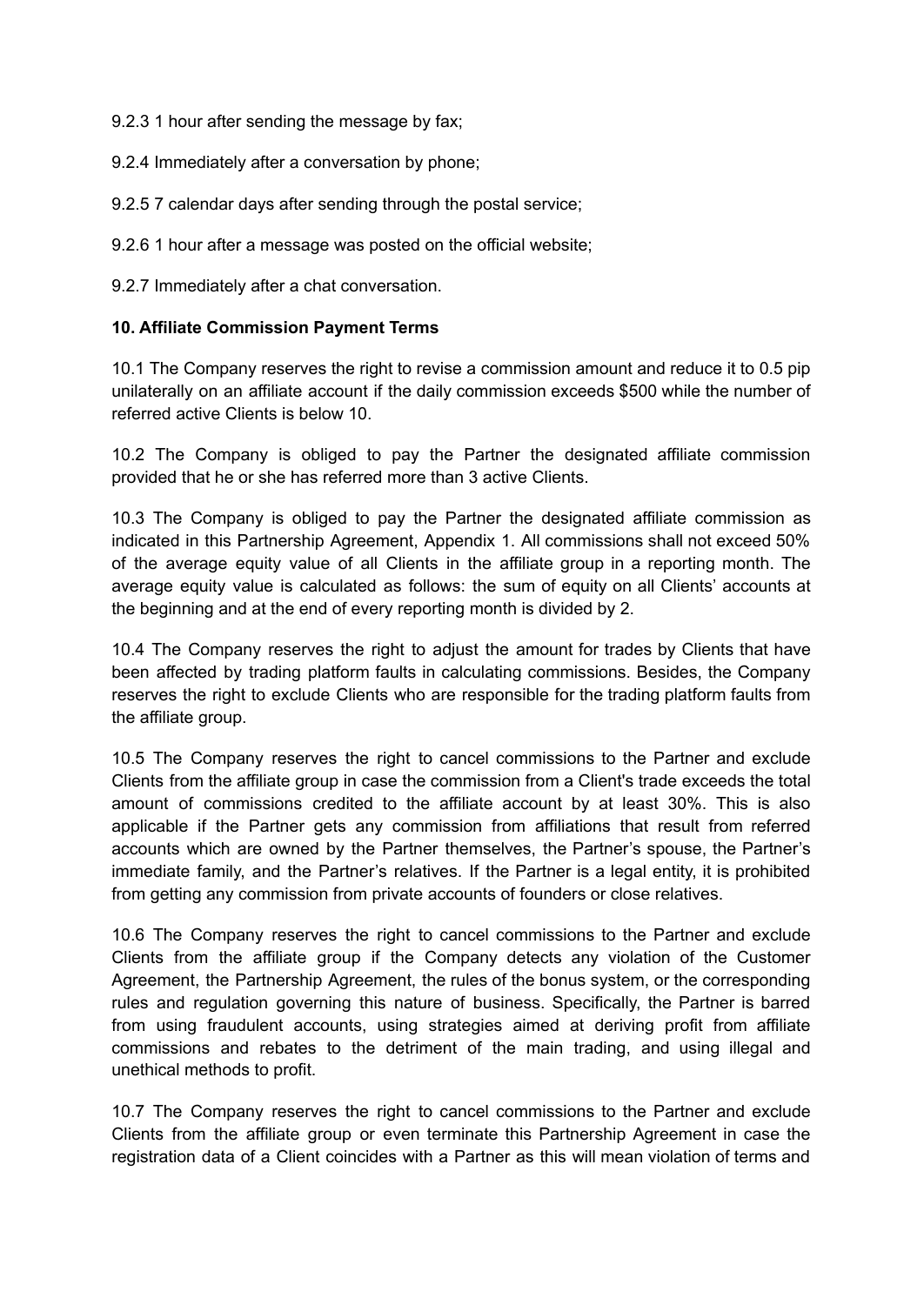9.2.3 1 hour after sending the message by fax;

9.2.4 Immediately after a conversation by phone;

9.2.5 7 calendar days after sending through the postal service;

9.2.6 1 hour after a message was posted on the official website;

9.2.7 Immediately after a chat conversation.

**10. Affiliate Commission Payment Terms**

10.1 The Company reserves the right to revise a commission amount and reduce it to 0.5 pip unilaterally on an affiliate account if the daily commission exceeds $500 while the number of referred active Clients is below 10.

10.2 The Company is obliged to pay the Partner the designated affiliate commission provided that he or she has referred more than 3 active Clients.

10.3 The Company is obliged to pay the Partner the designated affiliate commission as indicated in this Partnership Agreement, Appendix 1. All commissions shall not exceed 50% of the average equity value of all Clients in the affiliate group in a reporting month. The average equity value is calculated as follows: the sum of equity on all Clients' accounts at the beginning and at the end of every reporting month is divided by 2.

10.4 The Company reserves the right to adjust the amount for trades by Clients that have been affected by trading platform faults in calculating commissions. Besides, the Company reserves the right to exclude Clients who are responsible for the trading platform faults from the affiliate group.

10.5 The Company reserves the right to cancel commissions to the Partner and exclude Clients from the affiliate group in case the commission from a Client's trade exceeds the total amount of commissions credited to the affiliate account by at least 30%. This is also applicable if the Partner gets any commission from affiliations that result from referred accounts which are owned by the Partner themselves, the Partner's spouse, the Partner's immediate family, and the Partner's relatives. If the Partner is a legal entity, it is prohibited from getting any commission from private accounts of founders or close relatives.

10.6 The Company reserves the right to cancel commissions to the Partner and exclude Clients from the affiliate group if the Company detects any violation of the Customer Agreement, the Partnership Agreement, the rules of the bonus system, or the corresponding rules and regulation governing this nature of business. Specifically, the Partner is barred from using fraudulent accounts, using strategies aimed at deriving profit from affiliate commissions and rebates to the detriment of the main trading, and using illegal and unethical methods to profit.

10.7 The Company reserves the right to cancel commissions to the Partner and exclude Clients from the affiliate group or even terminate this Partnership Agreement in case the registration data of a Client coincides with a Partner as this will mean violation of terms and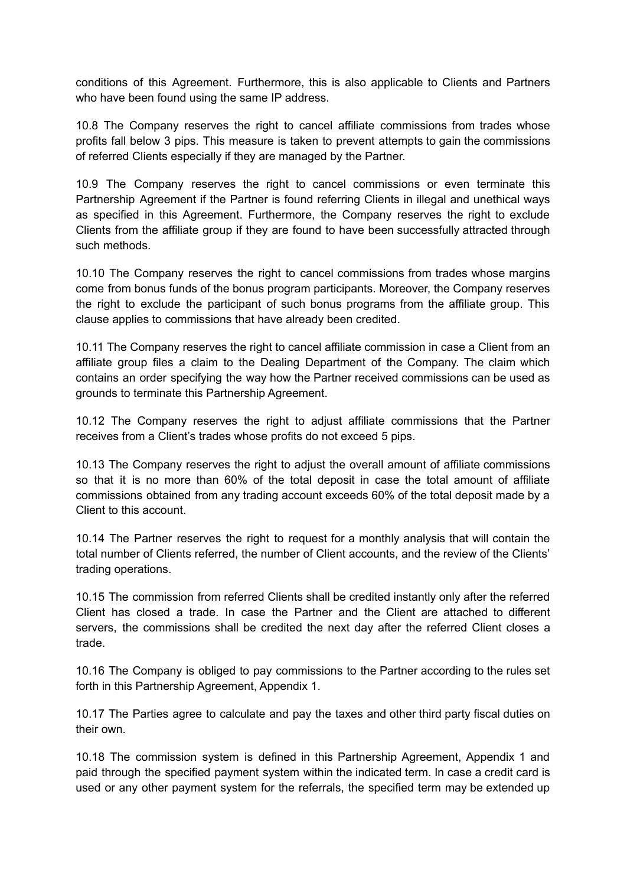conditions of this Agreement. Furthermore, this is also applicable to Clients and Partners who have been found using the same IP address.

10.8 The Company reserves the right to cancel affiliate commissions from trades whose profits fall below 3 pips. This measure is taken to prevent attempts to gain the commissions of referred Clients especially if they are managed by the Partner.

10.9 The Company reserves the right to cancel commissions or even terminate this Partnership Agreement if the Partner is found referring Clients in illegal and unethical ways as specified in this Agreement. Furthermore, the Company reserves the right to exclude Clients from the affiliate group if they are found to have been successfully attracted through such methods.

10.10 The Company reserves the right to cancel commissions from trades whose margins come from bonus funds of the bonus program participants. Moreover, the Company reserves the right to exclude the participant of such bonus programs from the affiliate group. This clause applies to commissions that have already been credited.

10.11 The Company reserves the right to cancel affiliate commission in case a Client from an affiliate group files a claim to the Dealing Department of the Company. The claim which contains an order specifying the way how the Partner received commissions can be used as grounds to terminate this Partnership Agreement.

10.12 The Company reserves the right to adjust affiliate commissions that the Partner receives from a Client's trades whose profits do not exceed 5 pips.

10.13 The Company reserves the right to adjust the overall amount of affiliate commissions so that it is no more than 60% of the total deposit in case the total amount of affiliate commissions obtained from any trading account exceeds 60% of the total deposit made by a Client to this account.

10.14 The Partner reserves the right to request for a monthly analysis that will contain the total number of Clients referred, the number of Client accounts, and the review of the Clients' trading operations.

10.15 The commission from referred Clients shall be credited instantly only after the referred Client has closed a trade. In case the Partner and the Client are attached to different servers, the commissions shall be credited the next day after the referred Client closes a trade.

10.16 The Company is obliged to pay commissions to the Partner according to the rules set forth in this Partnership Agreement, Appendix 1.

10.17 The Parties agree to calculate and pay the taxes and other third party fiscal duties on their own.

10.18 The commission system is defined in this Partnership Agreement, Appendix 1 and paid through the specified payment system within the indicated term. In case a credit card is used or any other payment system for the referrals, the specified term may be extended up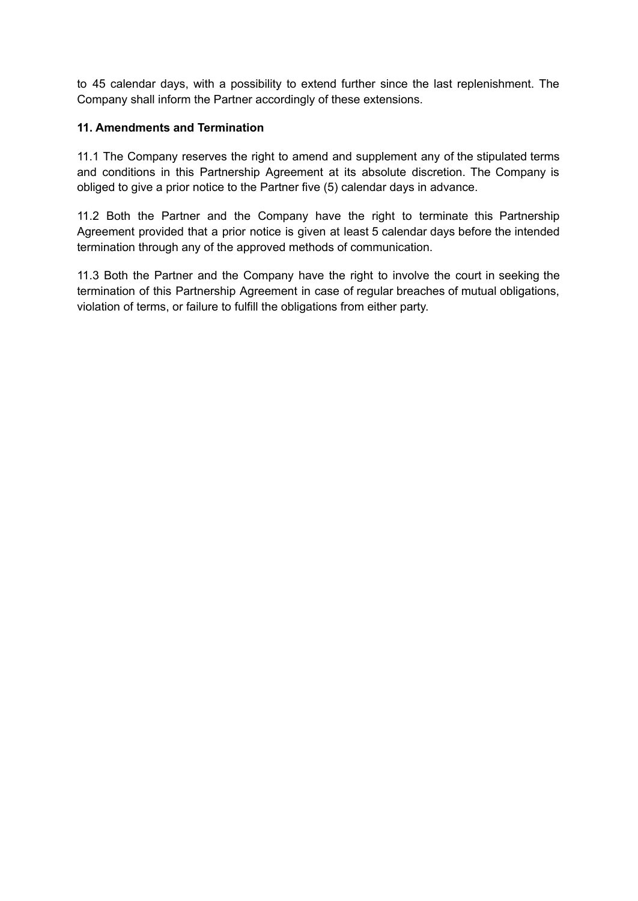to 45 calendar days, with a possibility to extend further since the last replenishment. The Company shall inform the Partner accordingly of these extensions.

**11. Amendments and Termination**

11.1 The Company reserves the right to amend and supplement any of the stipulated terms and conditions in this Partnership Agreement at its absolute discretion. The Company is obliged to give a prior notice to the Partner five (5) calendar days in advance.

11.2 Both the Partner and the Company have the right to terminate this Partnership Agreement provided that a prior notice is given at least 5 calendar days before the intended termination through any of the approved methods of communication.

11.3 Both the Partner and the Company have the right to involve the court in seeking the termination of this Partnership Agreement in case of regular breaches of mutual obligations, violation of terms, or failure to fulfill the obligations from either party.